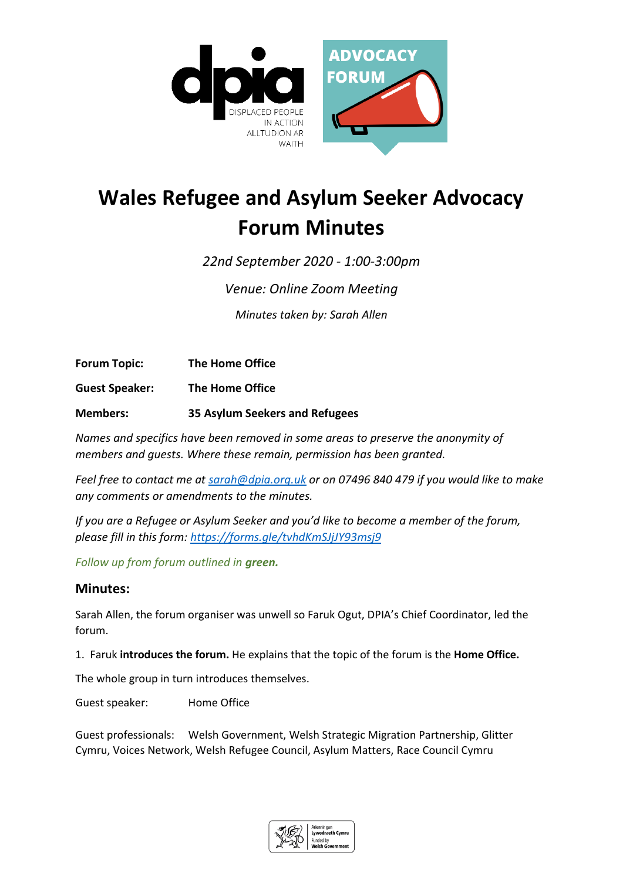# Wales Refugee and Asylum Seeker Advocacy Forum Minutes

*22nd September 2020 - 1:00-3:00pm*

*Venue: Online Zoom Meeting*

*Minutes taken by: Sarah Allen*

**Forum Topic:** **The Home Office**

**Guest Speaker:** **The Home Office**

**Members:** **35 Asylum Seekers and Refugees**

*Names and specifics have been removed in some areas to preserve the anonymity of members and guests. Where these remain, permission has been granted.*

*Feel free to contact me at [sarah@dpia.org.uk](mailto:sarah@dpia.org.uk) or on 07496 840 479 if you would like to make any comments or amendments to the minutes.*

*If you are a Refugee or Asylum Seeker and you'd like to become a member of the forum, please fill in this form: [https://forms.gle/tvhdKmSJjJY93msj9](https://forms.gle/tvhdKmSJjJY93msj9)*

*Follow up from forum outlined in **green.***

## Minutes:

Sarah Allen, the forum organiser was unwell so Faruk Ogut, DPIA's Chief Coordinator, led the forum.

1. Faruk **introduces the forum.** He explains that the topic of the forum is the **Home Office.**

The whole group in turn introduces themselves.

Guest speaker: Home Office

Guest professionals: Welsh Government, Welsh Strategic Migration Partnership, Glitter Cymru, Voices Network, Welsh Refugee Council, Asylum Matters, Race Council Cymru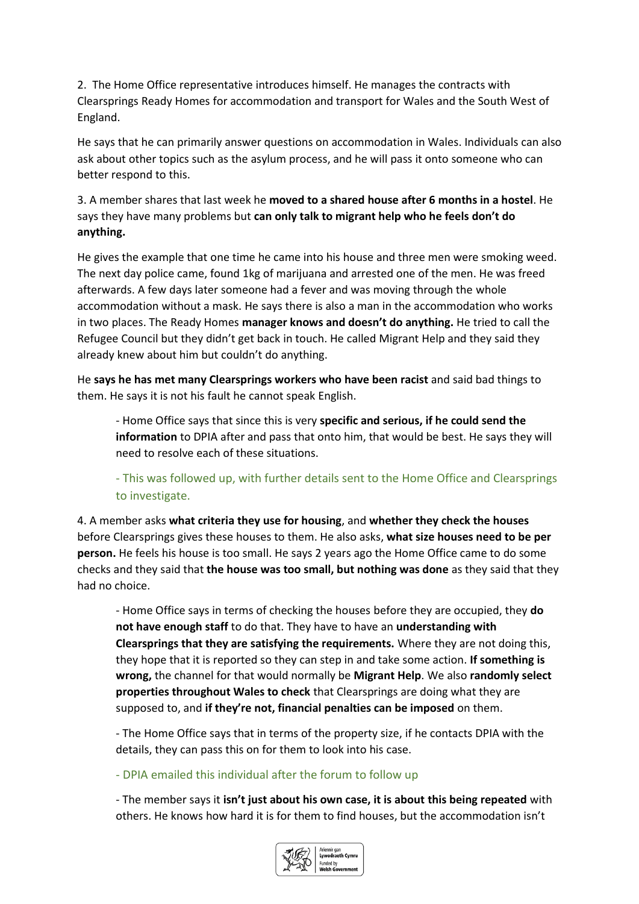2. The Home Office representative introduces himself. He manages the contracts with Clearsprings Ready Homes for accommodation and transport for Wales and the South West of England.

He says that he can primarily answer questions on accommodation in Wales. Individuals can also ask about other topics such as the asylum process, and he will pass it onto someone who can better respond to this.

3. A member shares that last week he **moved to a shared house after 6 months in a hostel**. He says they have many problems but **can only talk to migrant help who he feels don't do anything.**

He gives the example that one time he came into his house and three men were smoking weed. The next day police came, found 1kg of marijuana and arrested one of the men. He was freed afterwards. A few days later someone had a fever and was moving through the whole accommodation without a mask. He says there is also a man in the accommodation who works in two places. The Ready Homes **manager knows and doesn't do anything.** He tried to call the Refugee Council but they didn't get back in touch. He called Migrant Help and they said they already knew about him but couldn't do anything.

He **says he has met many Clearsprings workers who have been racist** and said bad things to them. He says it is not his fault he cannot speak English.

> - Home Office says that since this is very **specific and serious, if he could send the information** to DPIA after and pass that onto him, that would be best. He says they will need to resolve each of these situations.
>
> - This was followed up, with further details sent to the Home Office and Clearsprings to investigate.

4. A member asks **what criteria they use for housing**, and **whether they check the houses** before Clearsprings gives these houses to them. He also asks, **what size houses need to be per person.** He feels his house is too small. He says 2 years ago the Home Office came to do some checks and they said that **the house was too small, but nothing was done** as they said that they had no choice.

> - Home Office says in terms of checking the houses before they are occupied, they **do not have enough staff** to do that. They have to have an **understanding with Clearsprings that they are satisfying the requirements.** Where they are not doing this, they hope that it is reported so they can step in and take some action. **If something is wrong,** the channel for that would normally be **Migrant Help**. We also **randomly select properties throughout Wales to check** that Clearsprings are doing what they are supposed to, and **if they're not, financial penalties can be imposed** on them.
>
> - The Home Office says that in terms of the property size, if he contacts DPIA with the details, they can pass this on for them to look into his case.
>
> - DPIA emailed this individual after the forum to follow up
>
> - The member says it **isn't just about his own case, it is about this being repeated** with others. He knows how hard it is for them to find houses, but the accommodation isn't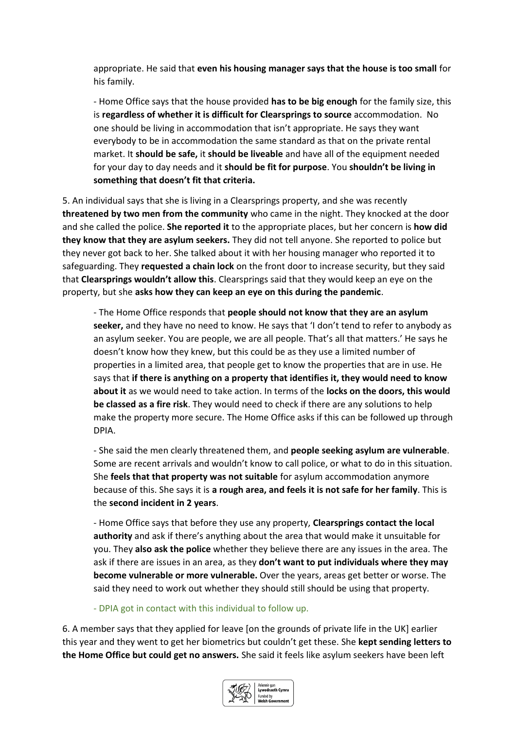appropriate. He said that **even his housing manager says that the house is too small** for his family.

- Home Office says that the house provided **has to be big enough** for the family size, this is **regardless of whether it is difficult for Clearsprings to source** accommodation. No one should be living in accommodation that isn't appropriate. He says they want everybody to be in accommodation the same standard as that on the private rental market. It **should be safe,** it **should be liveable** and have all of the equipment needed for your day to day needs and it **should be fit for purpose**. You **shouldn't be living in something that doesn't fit that criteria.**

5. An individual says that she is living in a Clearsprings property, and she was recently **threatened by two men from the community** who came in the night. They knocked at the door and she called the police. **She reported it** to the appropriate places, but her concern is **how did they know that they are asylum seekers.** They did not tell anyone. She reported to police but they never got back to her. She talked about it with her housing manager who reported it to safeguarding. They **requested a chain lock** on the front door to increase security, but they said that **Clearsprings wouldn't allow this**. Clearsprings said that they would keep an eye on the property, but she **asks how they can keep an eye on this during the pandemic**.

- The Home Office responds that **people should not know that they are an asylum seeker,** and they have no need to know. He says that 'I don't tend to refer to anybody as an asylum seeker. You are people, we are all people. That's all that matters.' He says he doesn't know how they knew, but this could be as they use a limited number of properties in a limited area, that people get to know the properties that are in use. He says that **if there is anything on a property that identifies it, they would need to know about it** as we would need to take action. In terms of the **locks on the doors, this would be classed as a fire risk**. They would need to check if there are any solutions to help make the property more secure. The Home Office asks if this can be followed up through DPIA.

- She said the men clearly threatened them, and **people seeking asylum are vulnerable**. Some are recent arrivals and wouldn't know to call police, or what to do in this situation. She **feels that that property was not suitable** for asylum accommodation anymore because of this. She says it is **a rough area, and feels it is not safe for her family**. This is the **second incident in 2 years**.

- Home Office says that before they use any property, **Clearsprings contact the local authority** and ask if there's anything about the area that would make it unsuitable for you. They **also ask the police** whether they believe there are any issues in the area. The ask if there are issues in an area, as they **don't want to put individuals where they may become vulnerable or more vulnerable.** Over the years, areas get better or worse. The said they need to work out whether they should still should be using that property.

- DPIA got in contact with this individual to follow up.

6. A member says that they applied for leave [on the grounds of private life in the UK] earlier this year and they went to get her biometrics but couldn't get these. She **kept sending letters to the Home Office but could get no answers.** She said it feels like asylum seekers have been left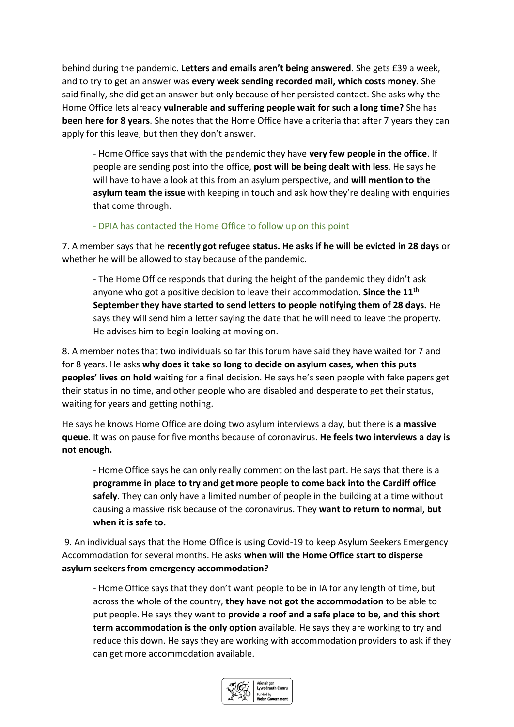behind during the pandemic**. Letters and emails aren't being answered**. She gets £39 a week, and to try to get an answer was **every week sending recorded mail, which costs money**. She said finally, she did get an answer but only because of her persisted contact. She asks why the Home Office lets already **vulnerable and suffering people wait for such a long time?** She has **been here for 8 years**. She notes that the Home Office have a criteria that after 7 years they can apply for this leave, but then they don't answer.

> - Home Office says that with the pandemic they have **very few people in the office**. If people are sending post into the office, **post will be being dealt with less**. He says he will have to have a look at this from an asylum perspective, and **will mention to the asylum team the issue** with keeping in touch and ask how they're dealing with enquiries that come through.
>
> - DPIA has contacted the Home Office to follow up on this point

7. A member says that he **recently got refugee status. He asks if he will be evicted in 28 days** or whether he will be allowed to stay because of the pandemic.

> - The Home Office responds that during the height of the pandemic they didn't ask anyone who got a positive decision to leave their accommodation**. Since the 11th September they have started to send letters to people notifying them of 28 days.** He says they will send him a letter saying the date that he will need to leave the property. He advises him to begin looking at moving on.

8. A member notes that two individuals so far this forum have said they have waited for 7 and for 8 years. He asks **why does it take so long to decide on asylum cases, when this puts peoples' lives on hold** waiting for a final decision. He says he's seen people with fake papers get their status in no time, and other people who are disabled and desperate to get their status, waiting for years and getting nothing.

He says he knows Home Office are doing two asylum interviews a day, but there is **a massive queue**. It was on pause for five months because of coronavirus. **He feels two interviews a day is not enough.**

> - Home Office says he can only really comment on the last part. He says that there is a **programme in place to try and get more people to come back into the Cardiff office safely**. They can only have a limited number of people in the building at a time without causing a massive risk because of the coronavirus. They **want to return to normal, but when it is safe to.**

9. An individual says that the Home Office is using Covid-19 to keep Asylum Seekers Emergency Accommodation for several months. He asks **when will the Home Office start to disperse asylum seekers from emergency accommodation?**

> - Home Office says that they don't want people to be in IA for any length of time, but across the whole of the country, **they have not got the accommodation** to be able to put people. He says they want to **provide a roof and a safe place to be, and this short term accommodation is the only option** available. He says they are working to try and reduce this down. He says they are working with accommodation providers to ask if they can get more accommodation available.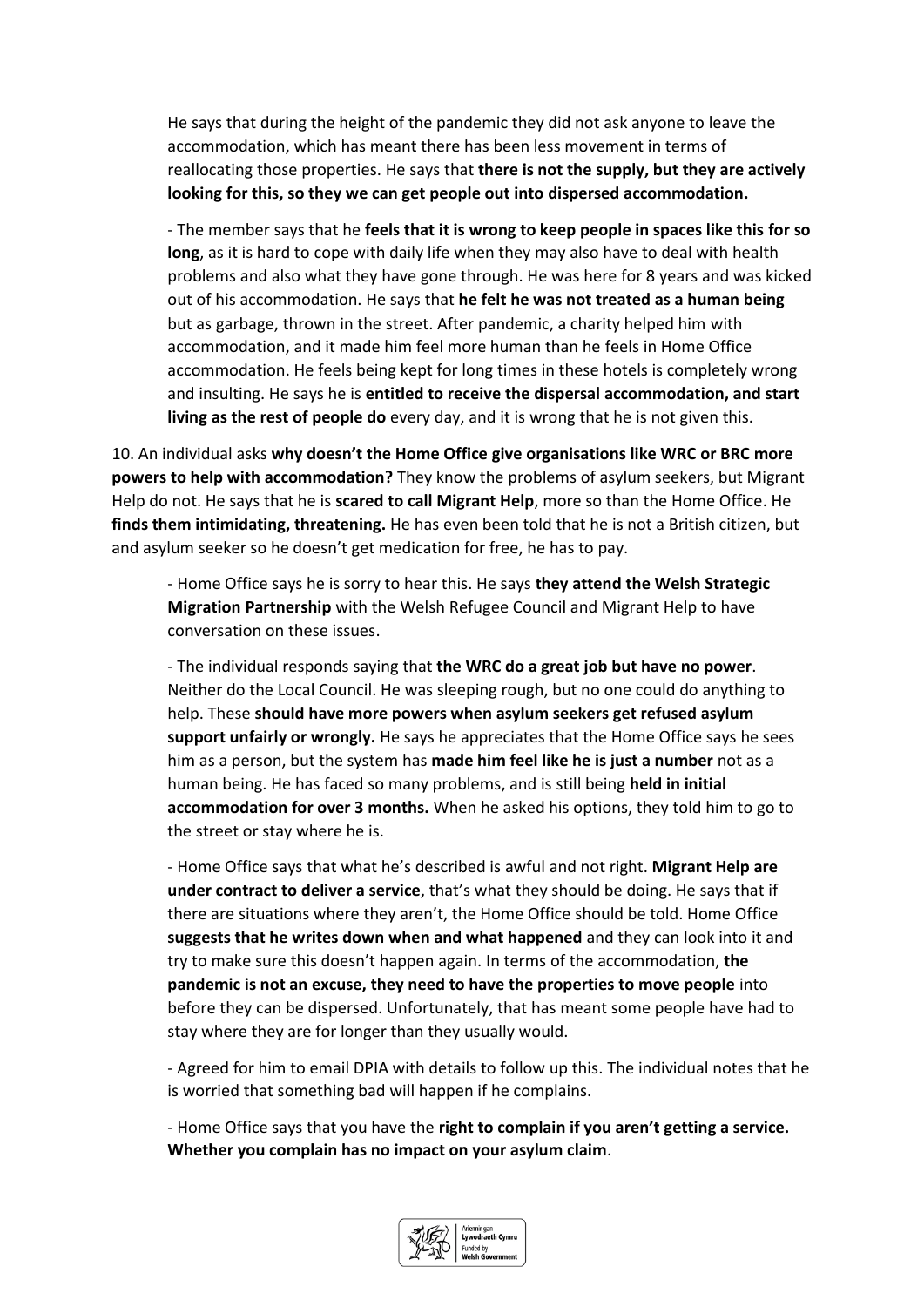He says that during the height of the pandemic they did not ask anyone to leave the accommodation, which has meant there has been less movement in terms of reallocating those properties. He says that **there is not the supply, but they are actively looking for this, so they we can get people out into dispersed accommodation.**

- The member says that he **feels that it is wrong to keep people in spaces like this for so long**, as it is hard to cope with daily life when they may also have to deal with health problems and also what they have gone through. He was here for 8 years and was kicked out of his accommodation. He says that **he felt he was not treated as a human being** but as garbage, thrown in the street. After pandemic, a charity helped him with accommodation, and it made him feel more human than he feels in Home Office accommodation. He feels being kept for long times in these hotels is completely wrong and insulting. He says he is **entitled to receive the dispersal accommodation, and start living as the rest of people do** every day, and it is wrong that he is not given this.

10. An individual asks **why doesn't the Home Office give organisations like WRC or BRC more powers to help with accommodation?** They know the problems of asylum seekers, but Migrant Help do not. He says that he is **scared to call Migrant Help**, more so than the Home Office. He **finds them intimidating, threatening.** He has even been told that he is not a British citizen, but and asylum seeker so he doesn't get medication for free, he has to pay.

- Home Office says he is sorry to hear this. He says **they attend the Welsh Strategic Migration Partnership** with the Welsh Refugee Council and Migrant Help to have conversation on these issues.

- The individual responds saying that **the WRC do a great job but have no power**. Neither do the Local Council. He was sleeping rough, but no one could do anything to help. These **should have more powers when asylum seekers get refused asylum support unfairly or wrongly.** He says he appreciates that the Home Office says he sees him as a person, but the system has **made him feel like he is just a number** not as a human being. He has faced so many problems, and is still being **held in initial accommodation for over 3 months.** When he asked his options, they told him to go to the street or stay where he is.

- Home Office says that what he's described is awful and not right. **Migrant Help are under contract to deliver a service**, that's what they should be doing. He says that if there are situations where they aren't, the Home Office should be told. Home Office **suggests that he writes down when and what happened** and they can look into it and try to make sure this doesn't happen again. In terms of the accommodation, **the pandemic is not an excuse, they need to have the properties to move people** into before they can be dispersed. Unfortunately, that has meant some people have had to stay where they are for longer than they usually would.

- Agreed for him to email DPIA with details to follow up this. The individual notes that he is worried that something bad will happen if he complains.

- Home Office says that you have the **right to complain if you aren't getting a service. Whether you complain has no impact on your asylum claim**.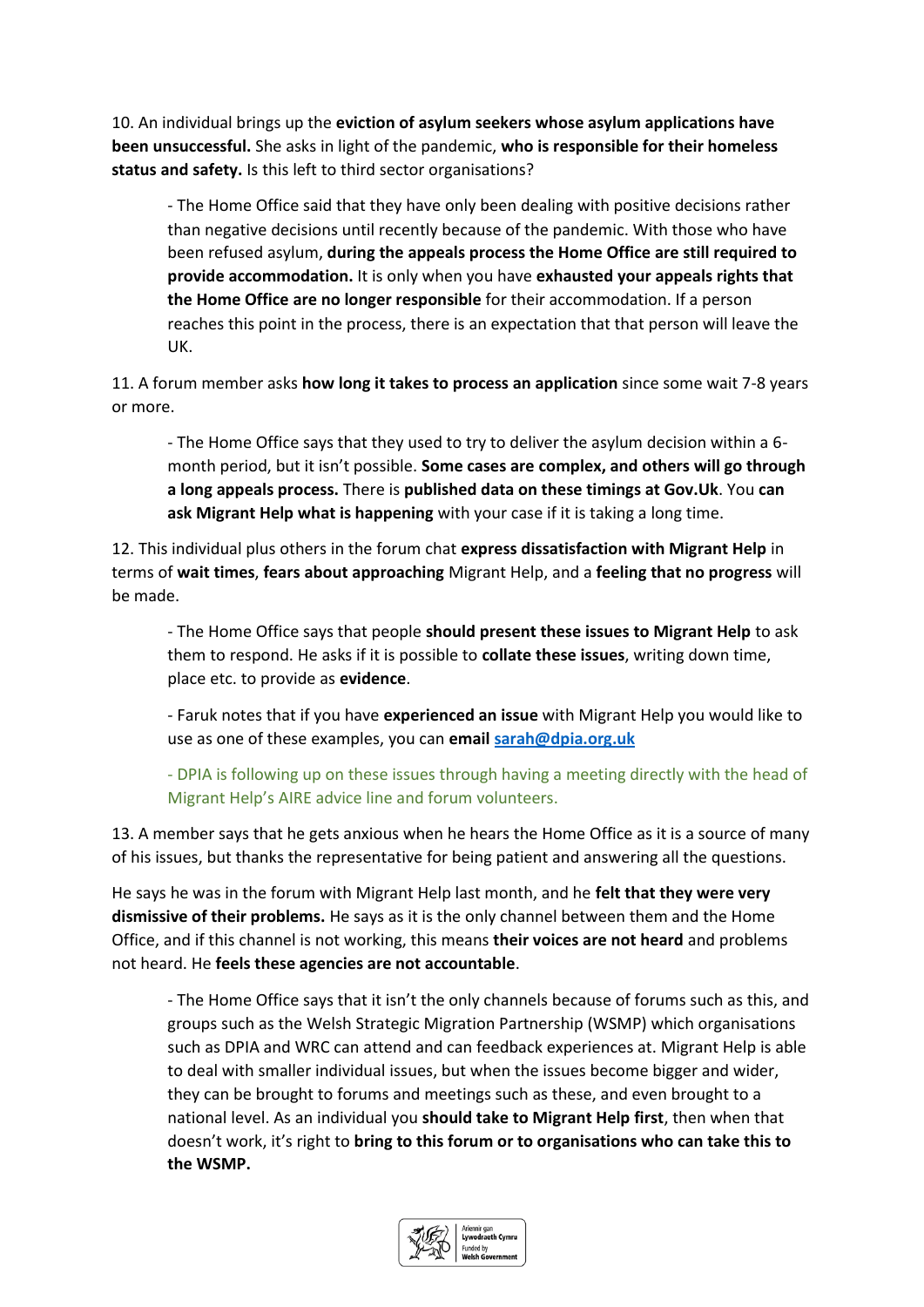10. An individual brings up the **eviction of asylum seekers whose asylum applications have been unsuccessful.** She asks in light of the pandemic, **who is responsible for their homeless status and safety.** Is this left to third sector organisations?

> - The Home Office said that they have only been dealing with positive decisions rather than negative decisions until recently because of the pandemic. With those who have been refused asylum, **during the appeals process the Home Office are still required to provide accommodation.** It is only when you have **exhausted your appeals rights that the Home Office are no longer responsible** for their accommodation. If a person reaches this point in the process, there is an expectation that that person will leave the UK.

11. A forum member asks **how long it takes to process an application** since some wait 7-8 years or more.

> - The Home Office says that they used to try to deliver the asylum decision within a 6-month period, but it isn't possible. **Some cases are complex, and others will go through a long appeals process.** There is **published data on these timings at Gov.Uk**. You **can ask Migrant Help what is happening** with your case if it is taking a long time.

12. This individual plus others in the forum chat **express dissatisfaction with Migrant Help** in terms of **wait times**, **fears about approaching** Migrant Help, and a **feeling that no progress** will be made.

> - The Home Office says that people **should present these issues to Migrant Help** to ask them to respond. He asks if it is possible to **collate these issues**, writing down time, place etc. to provide as **evidence**.
>
> - Faruk notes that if you have **experienced an issue** with Migrant Help you would like to use as one of these examples, you can **email [sarah@dpia.org.uk](mailto:sarah@dpia.org.uk)**
>
> - DPIA is following up on these issues through having a meeting directly with the head of Migrant Help's AIRE advice line and forum volunteers.

13. A member says that he gets anxious when he hears the Home Office as it is a source of many of his issues, but thanks the representative for being patient and answering all the questions.

He says he was in the forum with Migrant Help last month, and he **felt that they were very dismissive of their problems.** He says as it is the only channel between them and the Home Office, and if this channel is not working, this means **their voices are not heard** and problems not heard. He **feels these agencies are not accountable**.

> - The Home Office says that it isn't the only channels because of forums such as this, and groups such as the Welsh Strategic Migration Partnership (WSMP) which organisations such as DPIA and WRC can attend and can feedback experiences at. Migrant Help is able to deal with smaller individual issues, but when the issues become bigger and wider, they can be brought to forums and meetings such as these, and even brought to a national level. As an individual you **should take to Migrant Help first**, then when that doesn't work, it's right to **bring to this forum or to organisations who can take this to the WSMP.**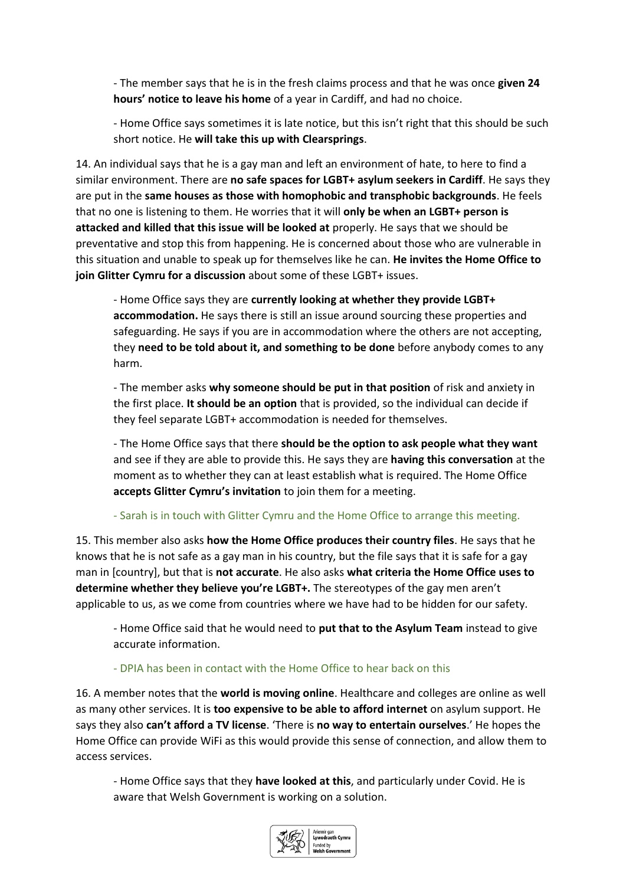- The member says that he is in the fresh claims process and that he was once **given 24 hours' notice to leave his home** of a year in Cardiff, and had no choice.

- Home Office says sometimes it is late notice, but this isn't right that this should be such short notice. He **will take this up with Clearsprings**.

14. An individual says that he is a gay man and left an environment of hate, to here to find a similar environment. There are **no safe spaces for LGBT+ asylum seekers in Cardiff**. He says they are put in the **same houses as those with homophobic and transphobic backgrounds**. He feels that no one is listening to them. He worries that it will **only be when an LGBT+ person is attacked and killed that this issue will be looked at** properly. He says that we should be preventative and stop this from happening. He is concerned about those who are vulnerable in this situation and unable to speak up for themselves like he can. **He invites the Home Office to join Glitter Cymru for a discussion** about some of these LGBT+ issues.

- Home Office says they are **currently looking at whether they provide LGBT+ accommodation.** He says there is still an issue around sourcing these properties and safeguarding. He says if you are in accommodation where the others are not accepting, they **need to be told about it, and something to be done** before anybody comes to any harm.

- The member asks **why someone should be put in that position** of risk and anxiety in the first place. **It should be an option** that is provided, so the individual can decide if they feel separate LGBT+ accommodation is needed for themselves.

- The Home Office says that there **should be the option to ask people what they want** and see if they are able to provide this. He says they are **having this conversation** at the moment as to whether they can at least establish what is required. The Home Office **accepts Glitter Cymru's invitation** to join them for a meeting.

- Sarah is in touch with Glitter Cymru and the Home Office to arrange this meeting.

15. This member also asks **how the Home Office produces their country files**. He says that he knows that he is not safe as a gay man in his country, but the file says that it is safe for a gay man in [country], but that is **not accurate**. He also asks **what criteria the Home Office uses to determine whether they believe you're LGBT+.** The stereotypes of the gay men aren't applicable to us, as we come from countries where we have had to be hidden for our safety.

- Home Office said that he would need to **put that to the Asylum Team** instead to give accurate information.

- DPIA has been in contact with the Home Office to hear back on this

16. A member notes that the **world is moving online**. Healthcare and colleges are online as well as many other services. It is **too expensive to be able to afford internet** on asylum support. He says they also **can't afford a TV license**. 'There is **no way to entertain ourselves**.' He hopes the Home Office can provide WiFi as this would provide this sense of connection, and allow them to access services.

- Home Office says that they **have looked at this**, and particularly under Covid. He is aware that Welsh Government is working on a solution.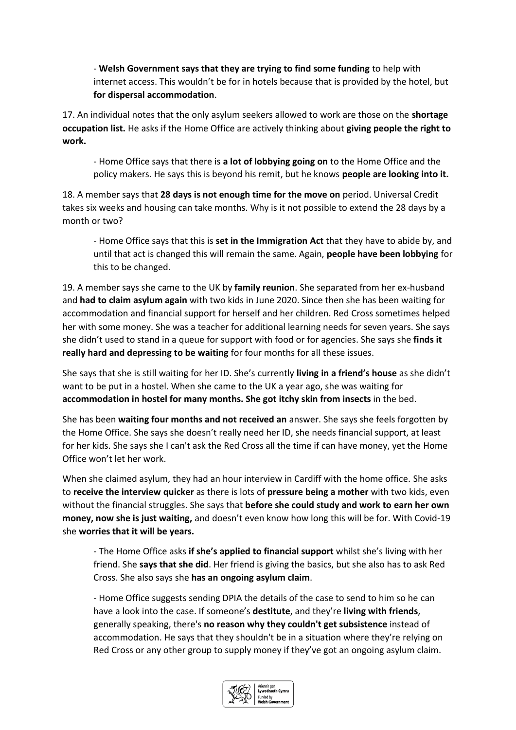- **Welsh Government says that they are trying to find some funding** to help with internet access. This wouldn't be for in hotels because that is provided by the hotel, but **for dispersal accommodation**.

17. An individual notes that the only asylum seekers allowed to work are those on the **shortage occupation list.** He asks if the Home Office are actively thinking about **giving people the right to work.**

    - Home Office says that there is **a lot of lobbying going on** to the Home Office and the policy makers. He says this is beyond his remit, but he knows **people are looking into it.**

18. A member says that **28 days is not enough time for the move on** period. Universal Credit takes six weeks and housing can take months. Why is it not possible to extend the 28 days by a month or two?

    - Home Office says that this is **set in the Immigration Act** that they have to abide by, and until that act is changed this will remain the same. Again, **people have been lobbying** for this to be changed.

19. A member says she came to the UK by **family reunion**. She separated from her ex-husband and **had to claim asylum again** with two kids in June 2020. Since then she has been waiting for accommodation and financial support for herself and her children. Red Cross sometimes helped her with some money. She was a teacher for additional learning needs for seven years. She says she didn't used to stand in a queue for support with food or for agencies. She says she **finds it really hard and depressing to be waiting** for four months for all these issues.

She says that she is still waiting for her ID. She's currently **living in a friend's house** as she didn't want to be put in a hostel. When she came to the UK a year ago, she was waiting for **accommodation in hostel for many months. She got itchy skin from insects** in the bed.

She has been **waiting four months and not received an** answer. She says she feels forgotten by the Home Office. She says she doesn't really need her ID, she needs financial support, at least for her kids. She says she I can't ask the Red Cross all the time if can have money, yet the Home Office won't let her work.

When she claimed asylum, they had an hour interview in Cardiff with the home office. She asks to **receive the interview quicker** as there is lots of **pressure being a mother** with two kids, even without the financial struggles. She says that **before she could study and work to earn her own money, now she is just waiting,** and doesn't even know how long this will be for. With Covid-19 she **worries that it will be years.**

- The Home Office asks **if she's applied to financial support** whilst she's living with her friend. She **says that she did**. Her friend is giving the basics, but she also has to ask Red Cross. She also says she **has an ongoing asylum claim**.

- Home Office suggests sending DPIA the details of the case to send to him so he can have a look into the case. If someone's **destitute**, and they're **living with friends**, generally speaking, there's **no reason why they couldn't get subsistence** instead of accommodation. He says that they shouldn't be in a situation where they're relying on Red Cross or any other group to supply money if they've got an ongoing asylum claim.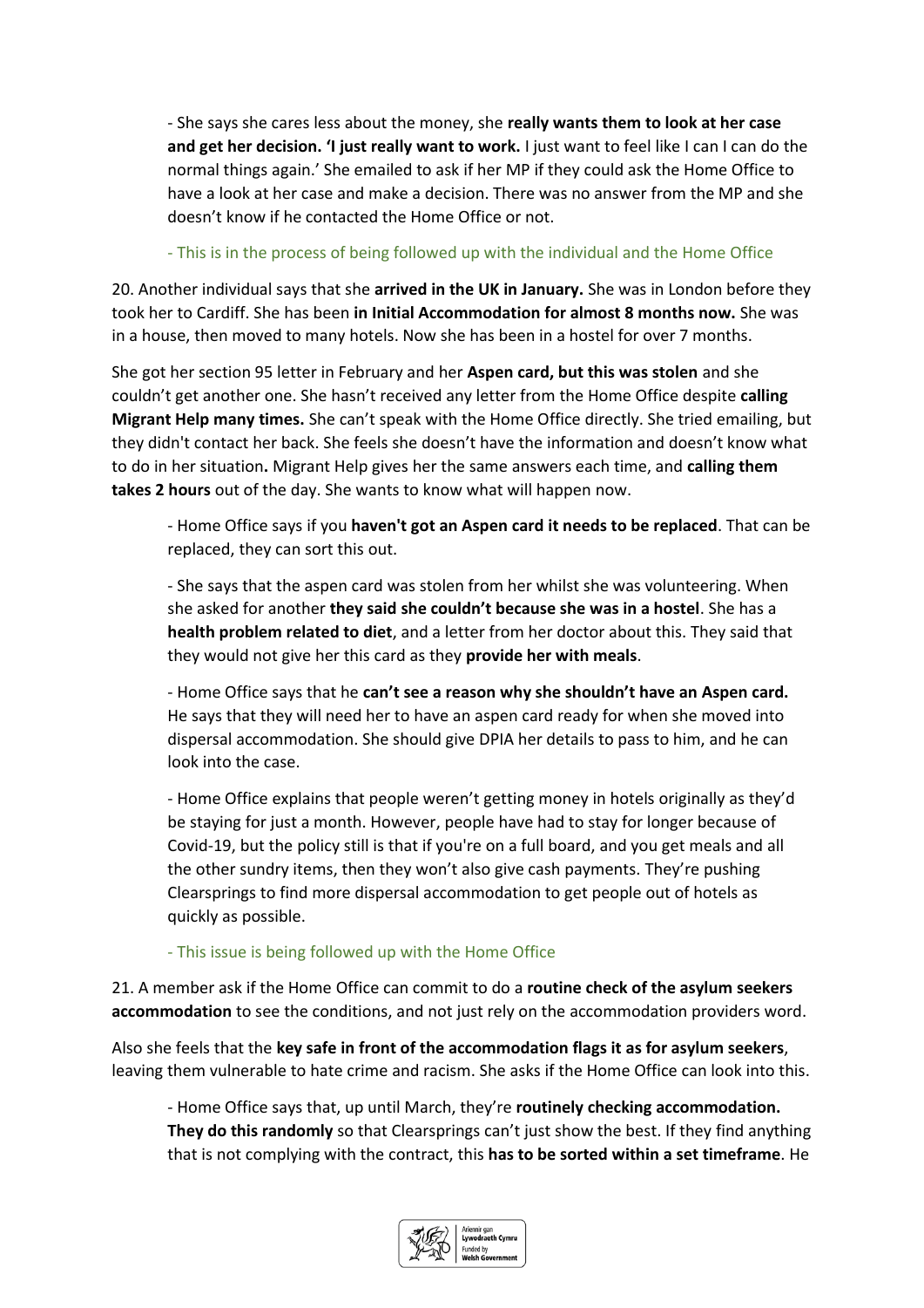- She says she cares less about the money, she **really wants them to look at her case and get her decision. 'I just really want to work.** I just want to feel like I can I can do the normal things again.' She emailed to ask if her MP if they could ask the Home Office to have a look at her case and make a decision. There was no answer from the MP and she doesn't know if he contacted the Home Office or not.

- This is in the process of being followed up with the individual and the Home Office

20. Another individual says that she **arrived in the UK in January.** She was in London before they took her to Cardiff. She has been **in Initial Accommodation for almost 8 months now.** She was in a house, then moved to many hotels. Now she has been in a hostel for over 7 months.

She got her section 95 letter in February and her **Aspen card, but this was stolen** and she couldn't get another one. She hasn't received any letter from the Home Office despite **calling Migrant Help many times.** She can't speak with the Home Office directly. She tried emailing, but they didn't contact her back. She feels she doesn't have the information and doesn't know what to do in her situation**.** Migrant Help gives her the same answers each time, and **calling them takes 2 hours** out of the day. She wants to know what will happen now.

- Home Office says if you **haven't got an Aspen card it needs to be replaced**. That can be replaced, they can sort this out.

- She says that the aspen card was stolen from her whilst she was volunteering. When she asked for another **they said she couldn't because she was in a hostel**. She has a **health problem related to diet**, and a letter from her doctor about this. They said that they would not give her this card as they **provide her with meals**.

- Home Office says that he **can't see a reason why she shouldn't have an Aspen card.** He says that they will need her to have an aspen card ready for when she moved into dispersal accommodation. She should give DPIA her details to pass to him, and he can look into the case.

- Home Office explains that people weren't getting money in hotels originally as they'd be staying for just a month. However, people have had to stay for longer because of Covid-19, but the policy still is that if you're on a full board, and you get meals and all the other sundry items, then they won't also give cash payments. They're pushing Clearsprings to find more dispersal accommodation to get people out of hotels as quickly as possible.

- This issue is being followed up with the Home Office

21. A member ask if the Home Office can commit to do a **routine check of the asylum seekers accommodation** to see the conditions, and not just rely on the accommodation providers word.

Also she feels that the **key safe in front of the accommodation flags it as for asylum seekers**, leaving them vulnerable to hate crime and racism. She asks if the Home Office can look into this.

- Home Office says that, up until March, they're **routinely checking accommodation. They do this randomly** so that Clearsprings can't just show the best. If they find anything that is not complying with the contract, this **has to be sorted within a set timeframe**. He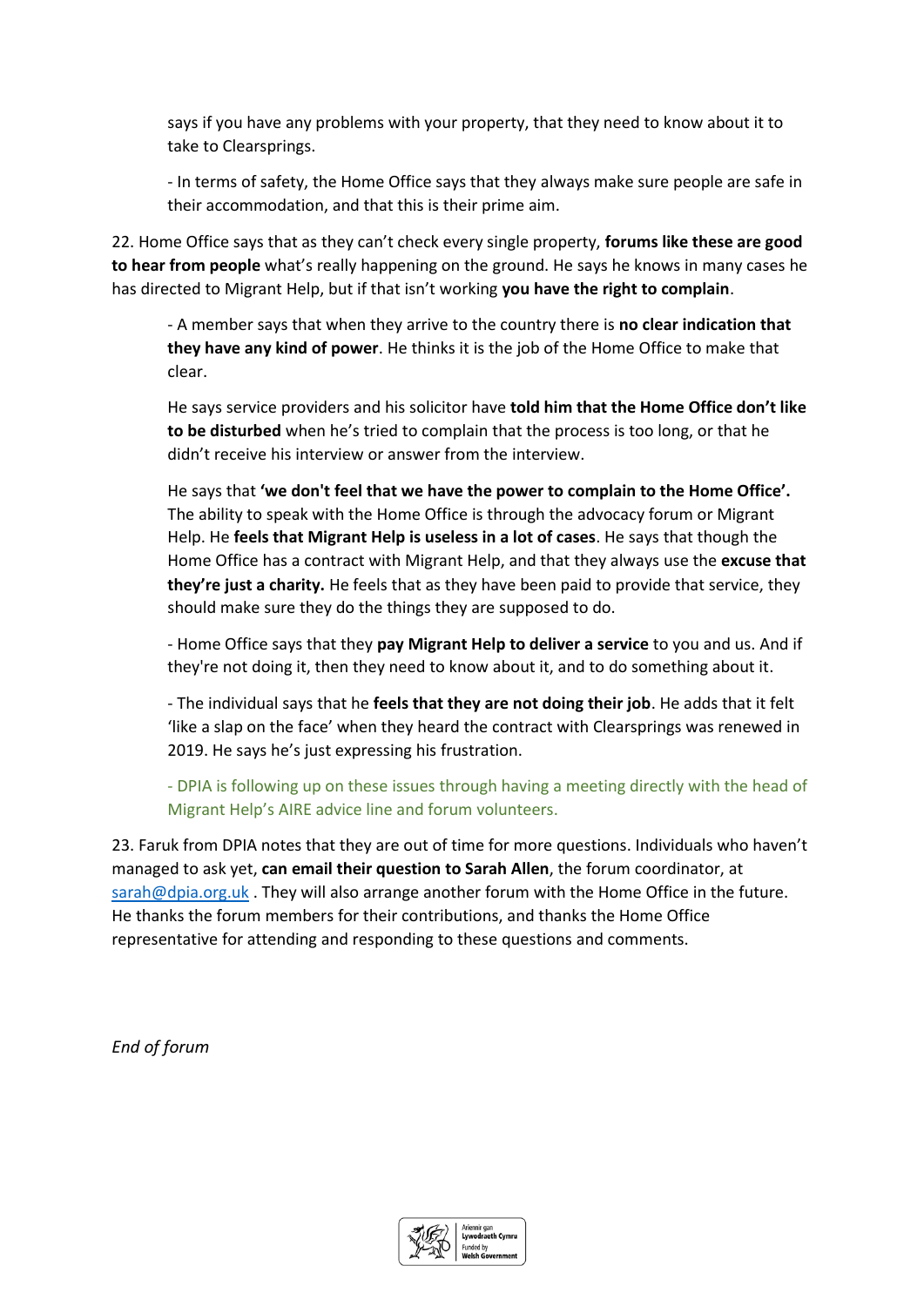says if you have any problems with your property, that they need to know about it to take to Clearsprings.

- In terms of safety, the Home Office says that they always make sure people are safe in their accommodation, and that this is their prime aim.

22. Home Office says that as they can't check every single property, **forums like these are good to hear from people** what's really happening on the ground. He says he knows in many cases he has directed to Migrant Help, but if that isn't working **you have the right to complain**.

- A member says that when they arrive to the country there is **no clear indication that they have any kind of power**. He thinks it is the job of the Home Office to make that clear.

He says service providers and his solicitor have **told him that the Home Office don't like to be disturbed** when he's tried to complain that the process is too long, or that he didn't receive his interview or answer from the interview.

He says that **'we don't feel that we have the power to complain to the Home Office'.** The ability to speak with the Home Office is through the advocacy forum or Migrant Help. He **feels that Migrant Help is useless in a lot of cases**. He says that though the Home Office has a contract with Migrant Help, and that they always use the **excuse that they're just a charity.** He feels that as they have been paid to provide that service, they should make sure they do the things they are supposed to do.

- Home Office says that they **pay Migrant Help to deliver a service** to you and us. And if they're not doing it, then they need to know about it, and to do something about it.

- The individual says that he **feels that they are not doing their job**. He adds that it felt 'like a slap on the face' when they heard the contract with Clearsprings was renewed in 2019. He says he's just expressing his frustration.

- DPIA is following up on these issues through having a meeting directly with the head of Migrant Help's AIRE advice line and forum volunteers.

23. Faruk from DPIA notes that they are out of time for more questions. Individuals who haven't managed to ask yet, **can email their question to Sarah Allen**, the forum coordinator, at sarah@dpia.org.uk . They will also arrange another forum with the Home Office in the future. He thanks the forum members for their contributions, and thanks the Home Office representative for attending and responding to these questions and comments.

*End of forum*

Ariennir gan Lywodraeth Cymru
Funded by Welsh Government